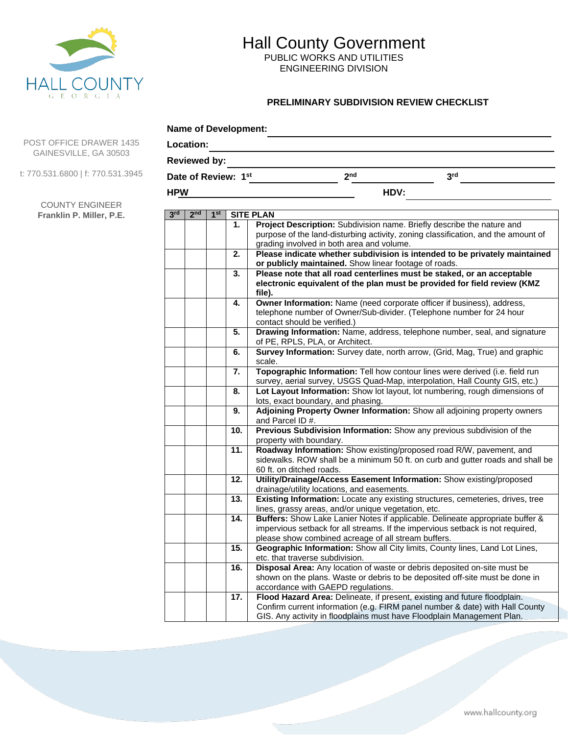HALL COUNTY
GEORGIA

# Hall County Government

PUBLIC WORKS AND UTILITIES
ENGINEERING DIVISION

## PRELIMINARY SUBDIVISION REVIEW CHECKLIST

POST OFFICE DRAWER 1435
GAINESVILLE, GA 30503

t: 770.531.6800 | f: 770.531.3945

COUNTY ENGINEER
**Franklin P. Miller, P.E.**

**Name of Development:** ____________________

**Location:** ____________________

**Reviewed by:** ____________________

**Date of Review: 1st** ____________ **2nd** ____________ **3rd** ____________

**HPW** ____________________ **HDV:** ____________________

| 3rd | 2nd | 1st | SITE PLAN | |
|---|---|---|---|---|
| | | | **1.** | **Project Description:** Subdivision name. Briefly describe the nature and purpose of the land-disturbing activity, zoning classification, and the amount of grading involved in both area and volume. |
| | | | **2.** | **Please indicate whether subdivision is intended to be privately maintained or publicly maintained.** Show linear footage of roads. |
| | | | **3.** | **Please note that all road centerlines must be staked, or an acceptable electronic equivalent of the plan must be provided for field review (KMZ file).** |
| | | | **4.** | **Owner Information:** Name (need corporate officer if business), address, telephone number of Owner/Sub-divider. (Telephone number for 24 hour contact should be verified.) |
| | | | **5.** | **Drawing Information:** Name, address, telephone number, seal, and signature of PE, RPLS, PLA, or Architect. |
| | | | **6.** | **Survey Information:** Survey date, north arrow, (Grid, Mag, True) and graphic scale. |
| | | | **7.** | **Topographic Information:** Tell how contour lines were derived (i.e. field run survey, aerial survey, USGS Quad-Map, interpolation, Hall County GIS, etc.) |
| | | | **8.** | **Lot Layout Information:** Show lot layout, lot numbering, rough dimensions of lots, exact boundary, and phasing. |
| | | | **9.** | **Adjoining Property Owner Information:** Show all adjoining property owners and Parcel ID #. |
| | | | **10.** | **Previous Subdivision Information:** Show any previous subdivision of the property with boundary. |
| | | | **11.** | **Roadway Information:** Show existing/proposed road R/W, pavement, and sidewalks. ROW shall be a minimum 50 ft. on curb and gutter roads and shall be 60 ft. on ditched roads. |
| | | | **12.** | **Utility/Drainage/Access Easement Information:** Show existing/proposed drainage/utility locations, and easements. |
| | | | **13.** | **Existing Information:** Locate any existing structures, cemeteries, drives, tree lines, grassy areas, and/or unique vegetation, etc. |
| | | | **14.** | **Buffers:** Show Lake Lanier Notes if applicable. Delineate appropriate buffer & impervious setback for all streams. If the impervious setback is not required, please show combined acreage of all stream buffers. |
| | | | **15.** | **Geographic Information:** Show all City limits, County lines, Land Lot Lines, etc. that traverse subdivision. |
| | | | **16.** | **Disposal Area:** Any location of waste or debris deposited on-site must be shown on the plans. Waste or debris to be deposited off-site must be done in accordance with GAEPD regulations. |
| | | | **17.** | **Flood Hazard Area:** Delineate, if present, existing and future floodplain. Confirm current information (e.g. FIRM panel number & date) with Hall County GIS. Any activity in floodplains must have Floodplain Management Plan. |

www.hallcounty.org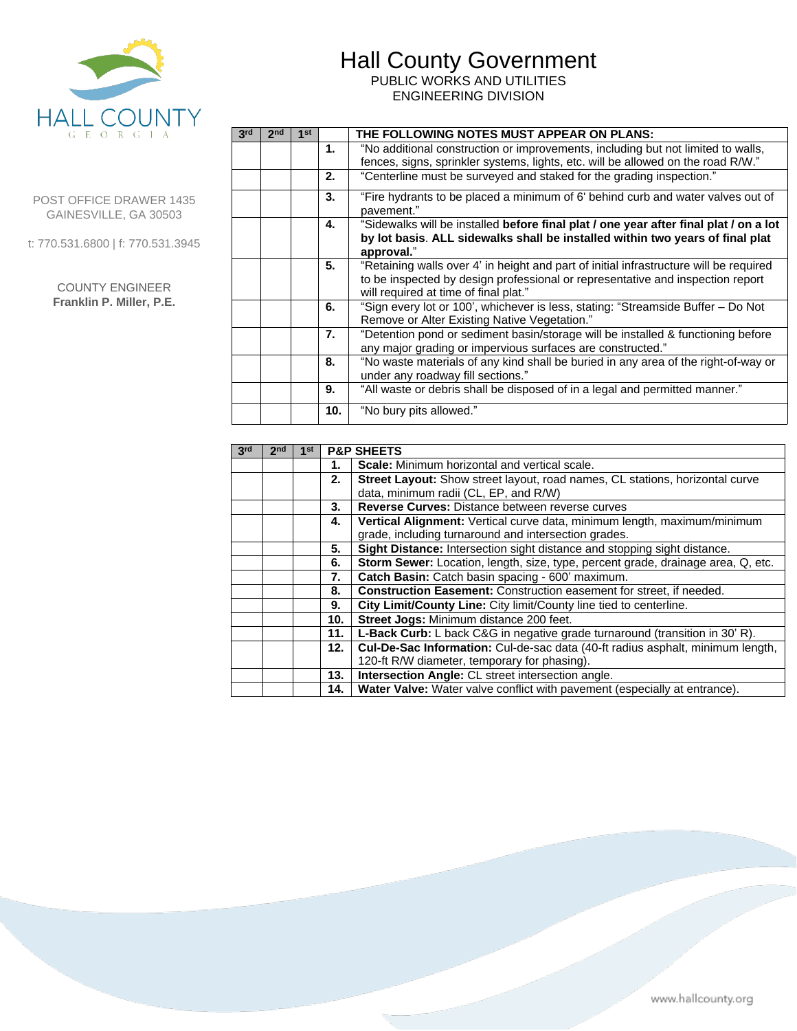# Hall County Government

PUBLIC WORKS AND UTILITIES
ENGINEERING DIVISION

HALL COUNTY
GEORGIA

POST OFFICE DRAWER 1435
GAINESVILLE, GA 30503

t: 770.531.6800 | f: 770.531.3945

COUNTY ENGINEER
**Franklin P. Miller, P.E.**

| 3rd | 2nd | 1st | | THE FOLLOWING NOTES MUST APPEAR ON PLANS: |
|---|---|---|---|---|
| | | | 1. | "No additional construction or improvements, including but not limited to walls, fences, signs, sprinkler systems, lights, etc. will be allowed on the road R/W." |
| | | | 2. | "Centerline must be surveyed and staked for the grading inspection." |
| | | | 3. | "Fire hydrants to be placed a minimum of 6' behind curb and water valves out of pavement." |
| | | | 4. | "Sidewalks will be installed **before final plat / one year after final plat / on a lot by lot basis**. **ALL sidewalks shall be installed within two years of final plat approval.**" |
| | | | 5. | "Retaining walls over 4' in height and part of initial infrastructure will be required to be inspected by design professional or representative and inspection report will required at time of final plat." |
| | | | 6. | "Sign every lot or 100', whichever is less, stating: "Streamside Buffer – Do Not Remove or Alter Existing Native Vegetation." |
| | | | 7. | "Detention pond or sediment basin/storage will be installed & functioning before any major grading or impervious surfaces are constructed." |
| | | | 8. | "No waste materials of any kind shall be buried in any area of the right-of-way or under any roadway fill sections." |
| | | | 9. | "All waste or debris shall be disposed of in a legal and permitted manner." |
| | | | 10. | "No bury pits allowed." |

| 3rd | 2nd | 1st | | P&P SHEETS |
|---|---|---|---|---|
| | | | 1. | **Scale:** Minimum horizontal and vertical scale. |
| | | | 2. | **Street Layout:** Show street layout, road names, CL stations, horizontal curve data, minimum radii (CL, EP, and R/W) |
| | | | 3. | **Reverse Curves:** Distance between reverse curves |
| | | | 4. | **Vertical Alignment:** Vertical curve data, minimum length, maximum/minimum grade, including turnaround and intersection grades. |
| | | | 5. | **Sight Distance:** Intersection sight distance and stopping sight distance. |
| | | | 6. | **Storm Sewer:** Location, length, size, type, percent grade, drainage area, Q, etc. |
| | | | 7. | **Catch Basin:** Catch basin spacing - 600' maximum. |
| | | | 8. | **Construction Easement:** Construction easement for street, if needed. |
| | | | 9. | **City Limit/County Line:** City limit/County line tied to centerline. |
| | | | 10. | **Street Jogs:** Minimum distance 200 feet. |
| | | | 11. | **L-Back Curb:** L back C&G in negative grade turnaround (transition in 30' R). |
| | | | 12. | **Cul-De-Sac Information:** Cul-de-sac data (40-ft radius asphalt, minimum length, 120-ft R/W diameter, temporary for phasing). |
| | | | 13. | **Intersection Angle:** CL street intersection angle. |
| | | | 14. | **Water Valve:** Water valve conflict with pavement (especially at entrance). |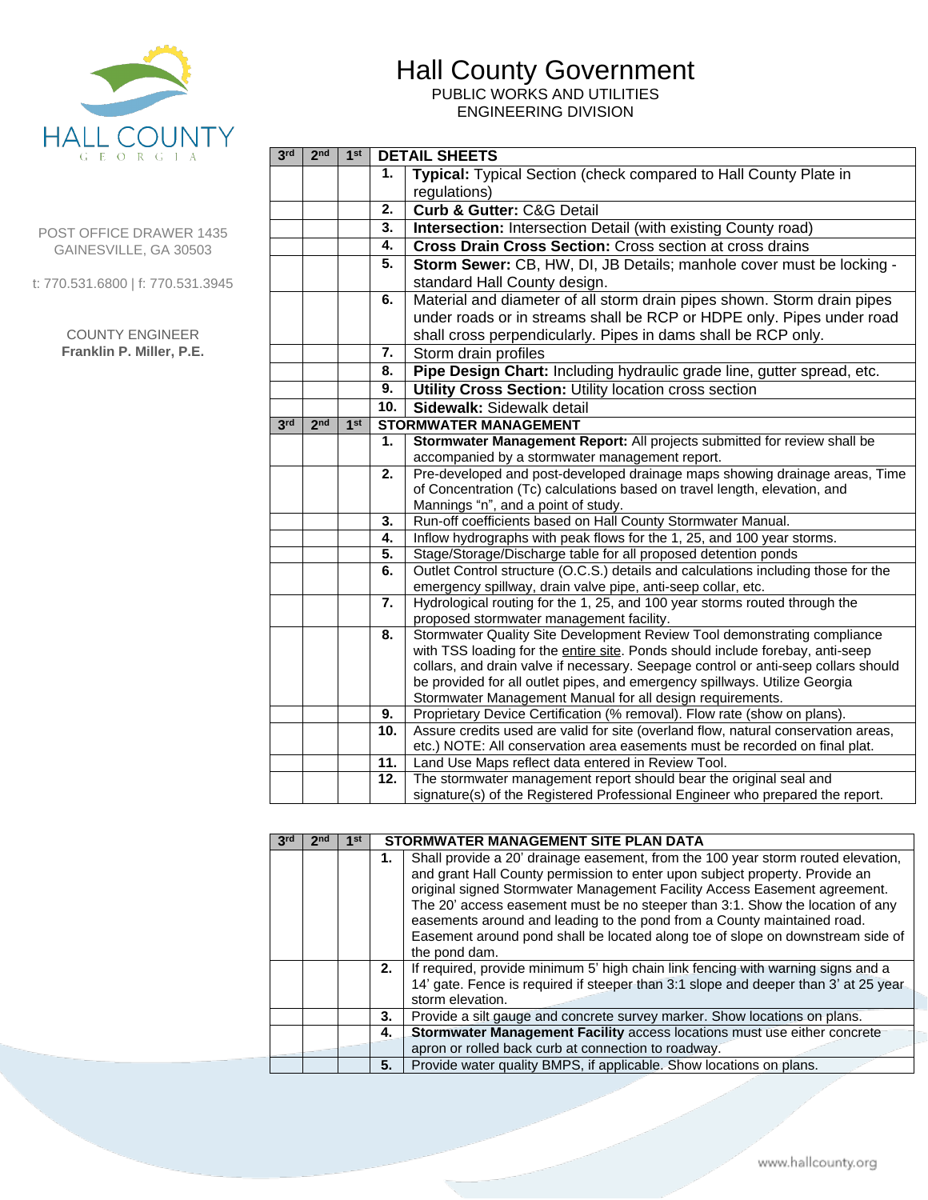# Hall County Government

PUBLIC WORKS AND UTILITIES
ENGINEERING DIVISION

HALL COUNTY
GEORGIA

POST OFFICE DRAWER 1435
GAINESVILLE, GA 30503

t: 770.531.6800 | f: 770.531.3945

COUNTY ENGINEER
**Franklin P. Miller, P.E.**

| 3rd | 2nd | 1st | DETAIL SHEETS | |
|---|---|---|---|---|
| | | | **1.** | **Typical:** Typical Section (check compared to Hall County Plate in regulations) |
| | | | **2.** | **Curb & Gutter:** C&G Detail |
| | | | **3.** | **Intersection:** Intersection Detail (with existing County road) |
| | | | **4.** | **Cross Drain Cross Section:** Cross section at cross drains |
| | | | **5.** | **Storm Sewer:** CB, HW, DI, JB Details; manhole cover must be locking - standard Hall County design. |
| | | | **6.** | Material and diameter of all storm drain pipes shown. Storm drain pipes under roads or in streams shall be RCP or HDPE only. Pipes under road shall cross perpendicularly. Pipes in dams shall be RCP only. |
| | | | **7.** | Storm drain profiles |
| | | | **8.** | **Pipe Design Chart:** Including hydraulic grade line, gutter spread, etc. |
| | | | **9.** | **Utility Cross Section:** Utility location cross section |
| | | | **10.** | **Sidewalk:** Sidewalk detail |

| 3rd | 2nd | 1st | STORMWATER MANAGEMENT | |
|---|---|---|---|---|
| | | | **1.** | **Stormwater Management Report:** All projects submitted for review shall be accompanied by a stormwater management report. |
| | | | **2.** | Pre-developed and post-developed drainage maps showing drainage areas, Time of Concentration (Tc) calculations based on travel length, elevation, and Mannings "n", and a point of study. |
| | | | **3.** | Run-off coefficients based on Hall County Stormwater Manual. |
| | | | **4.** | Inflow hydrographs with peak flows for the 1, 25, and 100 year storms. |
| | | | **5.** | Stage/Storage/Discharge table for all proposed detention ponds |
| | | | **6.** | Outlet Control structure (O.C.S.) details and calculations including those for the emergency spillway, drain valve pipe, anti-seep collar, etc. |
| | | | **7.** | Hydrological routing for the 1, 25, and 100 year storms routed through the proposed stormwater management facility. |
| | | | **8.** | Stormwater Quality Site Development Review Tool demonstrating compliance with TSS loading for the entire site. Ponds should include forebay, anti-seep collars, and drain valve if necessary. Seepage control or anti-seep collars should be provided for all outlet pipes, and emergency spillways. Utilize Georgia Stormwater Management Manual for all design requirements. |
| | | | **9.** | Proprietary Device Certification (% removal). Flow rate (show on plans). |
| | | | **10.** | Assure credits used are valid for site (overland flow, natural conservation areas, etc.) NOTE: All conservation area easements must be recorded on final plat. |
| | | | **11.** | Land Use Maps reflect data entered in Review Tool. |
| | | | **12.** | The stormwater management report should bear the original seal and signature(s) of the Registered Professional Engineer who prepared the report. |

| 3rd | 2nd | 1st | STORMWATER MANAGEMENT SITE PLAN DATA | |
|---|---|---|---|---|
| | | | **1.** | Shall provide a 20' drainage easement, from the 100 year storm routed elevation, and grant Hall County permission to enter upon subject property. Provide an original signed Stormwater Management Facility Access Easement agreement. The 20' access easement must be no steeper than 3:1. Show the location of any easements around and leading to the pond from a County maintained road. Easement around pond shall be located along toe of slope on downstream side of the pond dam. |
| | | | **2.** | If required, provide minimum 5' high chain link fencing with warning signs and a 14' gate. Fence is required if steeper than 3:1 slope and deeper than 3' at 25 year storm elevation. |
| | | | **3.** | Provide a silt gauge and concrete survey marker. Show locations on plans. |
| | | | **4.** | **Stormwater Management Facility** access locations must use either concrete apron or rolled back curb at connection to roadway. |
| | | | **5.** | Provide water quality BMPS, if applicable. Show locations on plans. |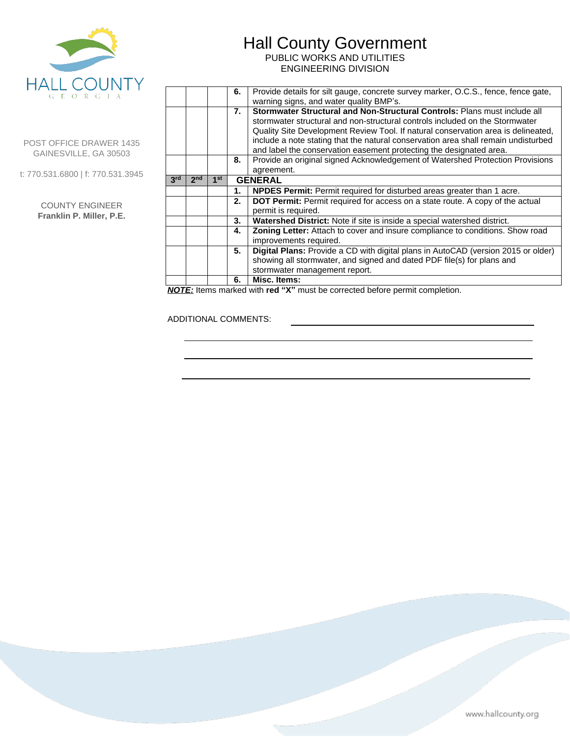# Hall County Government

PUBLIC WORKS AND UTILITIES
ENGINEERING DIVISION

HALL COUNTY
GEORGIA

POST OFFICE DRAWER 1435
GAINESVILLE, GA 30503

t: 770.531.6800 | f: 770.531.3945

COUNTY ENGINEER
**Franklin P. Miller, P.E.**

| | | | | |
|---|---|---|---|---|
| | | | **6.** | Provide details for silt gauge, concrete survey marker, O.C.S., fence, fence gate, warning signs, and water quality BMP's. |
| | | | **7.** | **Stormwater Structural and Non-Structural Controls:** Plans must include all stormwater structural and non-structural controls included on the Stormwater Quality Site Development Review Tool. If natural conservation area is delineated, include a note stating that the natural conservation area shall remain undisturbed and label the conservation easement protecting the designated area. |
| | | | **8.** | Provide an original signed Acknowledgement of Watershed Protection Provisions agreement. |
| **3rd** | **2nd** | **1st** | **GENERAL** | |
| | | | **1.** | **NPDES Permit:** Permit required for disturbed areas greater than 1 acre. |
| | | | **2.** | **DOT Permit:** Permit required for access on a state route. A copy of the actual permit is required. |
| | | | **3.** | **Watershed District:** Note if site is inside a special watershed district. |
| | | | **4.** | **Zoning Letter:** Attach to cover and insure compliance to conditions. Show road improvements required. |
| | | | **5.** | **Digital Plans:** Provide a CD with digital plans in AutoCAD (version 2015 or older) showing all stormwater, and signed and dated PDF file(s) for plans and stormwater management report. |
| | | | **6.** | **Misc. Items:** |

***NOTE:*** Items marked with **red "X"** must be corrected before permit completion.

ADDITIONAL COMMENTS: ______________________________

______________________________

______________________________

______________________________